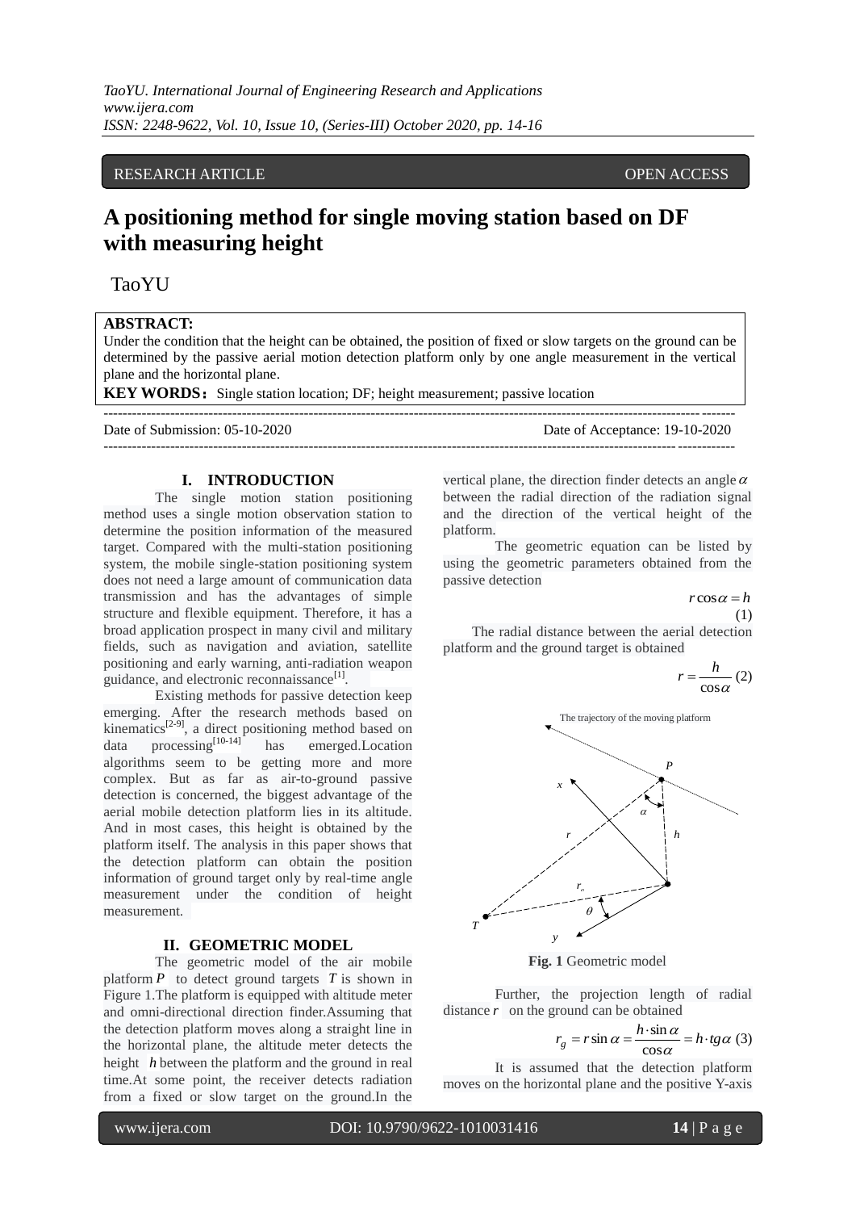RESEARCH ARTICLE OPEN ACCESS

# A positioning method for single moving station based on DF with measuring height

TaoYU

**ABSTRACT:**
Under the condition that the height can be obtained, the position of fixed or slow targets on the ground can be determined by the passive aerial motion detection platform only by one angle measurement in the vertical plane and the horizontal plane.

**KEY WORDS:** Single station location; DF; height measurement; passive location

Date of Submission: 05-10-2020 Date of Acceptance: 19-10-2020

## I. INTRODUCTION

The single motion station positioning method uses a single motion observation station to determine the position information of the measured target. Compared with the multi-station positioning system, the mobile single-station positioning system does not need a large amount of communication data transmission and has the advantages of simple structure and flexible equipment. Therefore, it has a broad application prospect in many civil and military fields, such as navigation and aviation, satellite positioning and early warning, anti-radiation weapon guidance, and electronic reconnaissance[1].

Existing methods for passive detection keep emerging. After the research methods based on kinematics[2-9], a direct positioning method based on data processing[10-14] has emerged.Location algorithms seem to be getting more and more complex. But as far as air-to-ground passive detection is concerned, the biggest advantage of the aerial mobile detection platform lies in its altitude. And in most cases, this height is obtained by the platform itself. The analysis in this paper shows that the detection platform can obtain the position information of ground target only by real-time angle measurement under the condition of height measurement.

## II. GEOMETRIC MODEL

The geometric model of the air mobile platform $P$ to detect ground targets $T$ is shown in Figure 1.The platform is equipped with altitude meter and omni-directional direction finder.Assuming that the detection platform moves along a straight line in the horizontal plane, the altitude meter detects the height $h$ between the platform and the ground in real time.At some point, the receiver detects radiation from a fixed or slow target on the ground.In the vertical plane, the direction finder detects an angle $\alpha$ between the radial direction of the radiation signal and the direction of the vertical height of the platform.

The geometric equation can be listed by using the geometric parameters obtained from the passive detection

$$r\cos\alpha = h \quad (1)$$

The radial distance between the aerial detection platform and the ground target is obtained

$$r = \frac{h}{\cos\alpha} \quad (2)$$

**Fig. 1** Geometric model

Further, the projection length of radial distance $r$ on the ground can be obtained

$$r_g = r\sin\alpha = \frac{h\cdot\sin\alpha}{\cos\alpha} = h\cdot tg\alpha \quad (3)$$

It is assumed that the detection platform moves on the horizontal plane and the positive Y-axis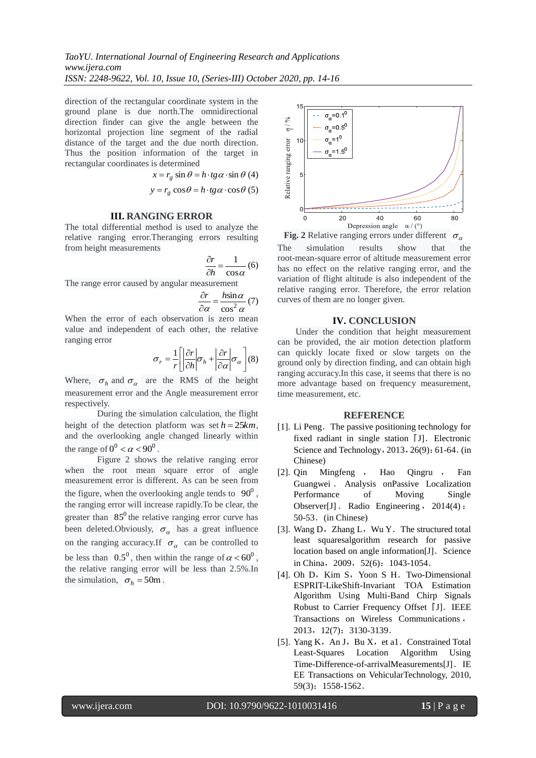direction of the rectangular coordinate system in the ground plane is due north.The omnidirectional direction finder can give the angle between the horizontal projection line segment of the radial distance of the target and the due north direction. Thus the position information of the target in rectangular coordinates is determined

$$x = r_g \sin\theta = h \cdot tg\alpha \cdot \sin\theta \quad (4)$$

$$y = r_g \cos\theta = h \cdot tg\alpha \cdot \cos\theta \quad (5)$$

## III. RANGING ERROR

The total differential method is used to analyze the relative ranging error.Theranging errors resulting from height measurements

$$\frac{\partial r}{\partial h} = \frac{1}{\cos\alpha} \quad (6)$$

The range error caused by angular measurement

$$\frac{\partial r}{\partial \alpha} = \frac{h\sin\alpha}{\cos^2\alpha} \quad (7)$$

When the error of each observation is zero mean value and independent of each other, the relative ranging error

$$\sigma_r = \frac{1}{r}\left[\left|\frac{\partial r}{\partial h}\right|\sigma_h + \left|\frac{\partial r}{\partial \alpha}\right|\sigma_\alpha\right] \quad (8)$$

Where, $\sigma_h$ and $\sigma_\alpha$ are the RMS of the height measurement error and the Angle measurement error respectively.

During the simulation calculation, the flight height of the detection platform was set $h = 25km$, and the overlooking angle changed linearly within the range of $0^0 < \alpha < 90^0$.

Figure 2 shows the relative ranging error when the root mean square error of angle measurement error is different. As can be seen from the figure, when the overlooking angle tends to $90^0$, the ranging error will increase rapidly.To be clear, the greater than $85^0$ the relative ranging error curve has been deleted.Obviously, $\sigma_\alpha$ has a great influence on the ranging accuracy.If $\sigma_\alpha$ can be controlled to be less than $0.5^0$, then within the range of $\alpha < 60^0$, the relative ranging error will be less than 2.5%.In the simulation, $\sigma_h = 50\text{m}$.

**Fig. 2** Relative ranging errors under different $\sigma_\alpha$

The simulation results show that the root-mean-square error of altitude measurement error has no effect on the relative ranging error, and the variation of flight altitude is also independent of the relative ranging error. Therefore, the error relation curves of them are no longer given.

## IV. CONCLUSION

Under the condition that height measurement can be provided, the air motion detection platform can quickly locate fixed or slow targets on the ground only by direction finding, and can obtain high ranging accuracy.In this case, it seems that there is no more advantage based on frequency measurement, time measurement, etc.

## REFERENCE

[1]. Li Peng．The passive positioning technology for fixed radiant in single station［J]．Electronic Science and Technology，2013，26(9)：61-64．(in Chinese)

[2]. Qin Mingfeng ， Hao Qingru ， Fan Guangwei．Analysis onPassive Localization Performance of Moving Single Observer[J]．Radio Engineering，2014(4)：50-53．(in Chinese)

[3]. Wang D，Zhang L，Wu Y．The structured total least squaresalgorithm research for passive location based on angle information[J]．Science in China，2009，52(6)：1043-1054．

[4]. Oh D，Kim S，Yoon S H．Two-Dimensional ESPRIT-LikeShift-Invariant TOA Estimation Algorithm Using Multi-Band Chirp Signals Robust to Carrier Frequency Offset［J]．IEEE Transactions on Wireless Communications，2013，12(7)：3130-3139．

[5]. Yang K，An J，Bu X，et a1．Constrained Total Least-Squares Location Algorithm Using Time-Difference-of-arrivalMeasurements[J]．IEEE Transactions on VehicularTechnology, 2010, 59(3)：1558-1562．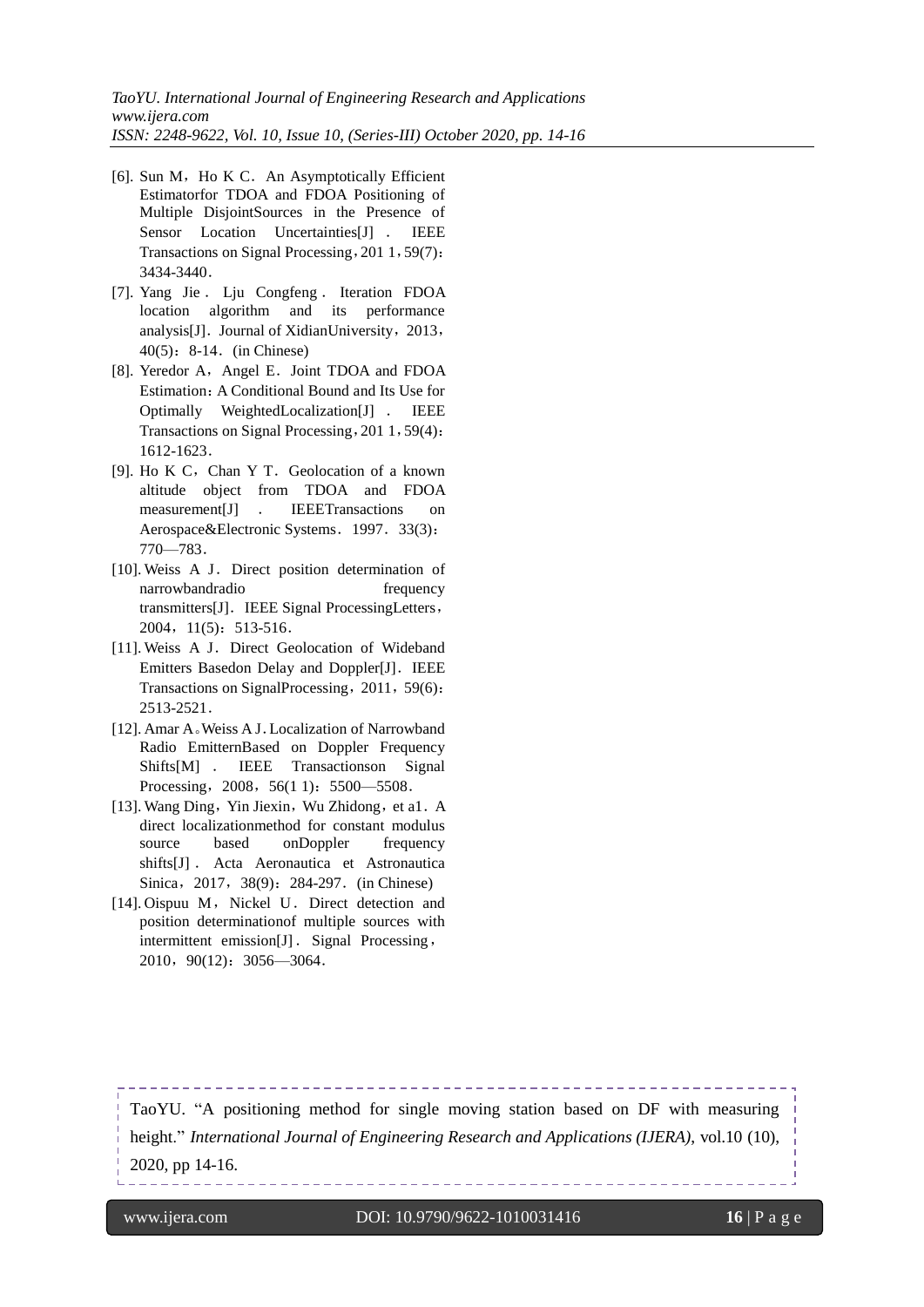[6]. Sun M，Ho K C．An Asymptotically Efficient Estimatorfor TDOA and FDOA Positioning of Multiple DisjointSources in the Presence of Sensor Location Uncertainties[J]．IEEE Transactions on Signal Processing，201 1，59(7)：3434-3440．

[7]. Yang Jie．Lju Congfeng．Iteration FDOA location algorithm and its performance analysis[J]．Journal of XidianUniversity，2013，40(5)：8-14．(in Chinese)

[8]. Yeredor A，Angel E．Joint TDOA and FDOA Estimation：A Conditional Bound and Its Use for Optimally WeightedLocalization[J]．IEEE Transactions on Signal Processing，201 1，59(4)：1612-1623．

[9]. Ho K C，Chan Y T．Geolocation of a known altitude object from TDOA and FDOA measurement[J]．IEEETransactions on Aerospace&Electronic Systems．1997．33(3)：770—783．

[10]. Weiss A J．Direct position determination of narrowbandradio frequency transmitters[J]．IEEE Signal ProcessingLetters，2004，11(5)：513-516．

[11]. Weiss A J．Direct Geolocation of Wideband Emitters Basedon Delay and Doppler[J]．IEEE Transactions on SignalProcessing，2011，59(6)：2513-2521．

[12]. Amar A。Weiss A J．Localization of Narrowband Radio EmitternBased on Doppler Frequency Shifts[M]．IEEE Transactionson Signal Processing，2008，56(1 1)：5500—5508．

[13]. Wang Ding，Yin Jiexin，Wu Zhidong，et a1．A direct localizationmethod for constant modulus source based onDoppler frequency shifts[J]．Acta Aeronautica et Astronautica Sinica，2017，38(9)：284-297．(in Chinese)

[14]. Oispuu M，Nickel U．Direct detection and position determinationof multiple sources with intermittent emission[J]．Signal Processing，2010，90(12)：3056—3064．

TaoYU. “A positioning method for single moving station based on DF with measuring height.” *International Journal of Engineering Research and Applications (IJERA)*, vol.10 (10), 2020, pp 14-16.